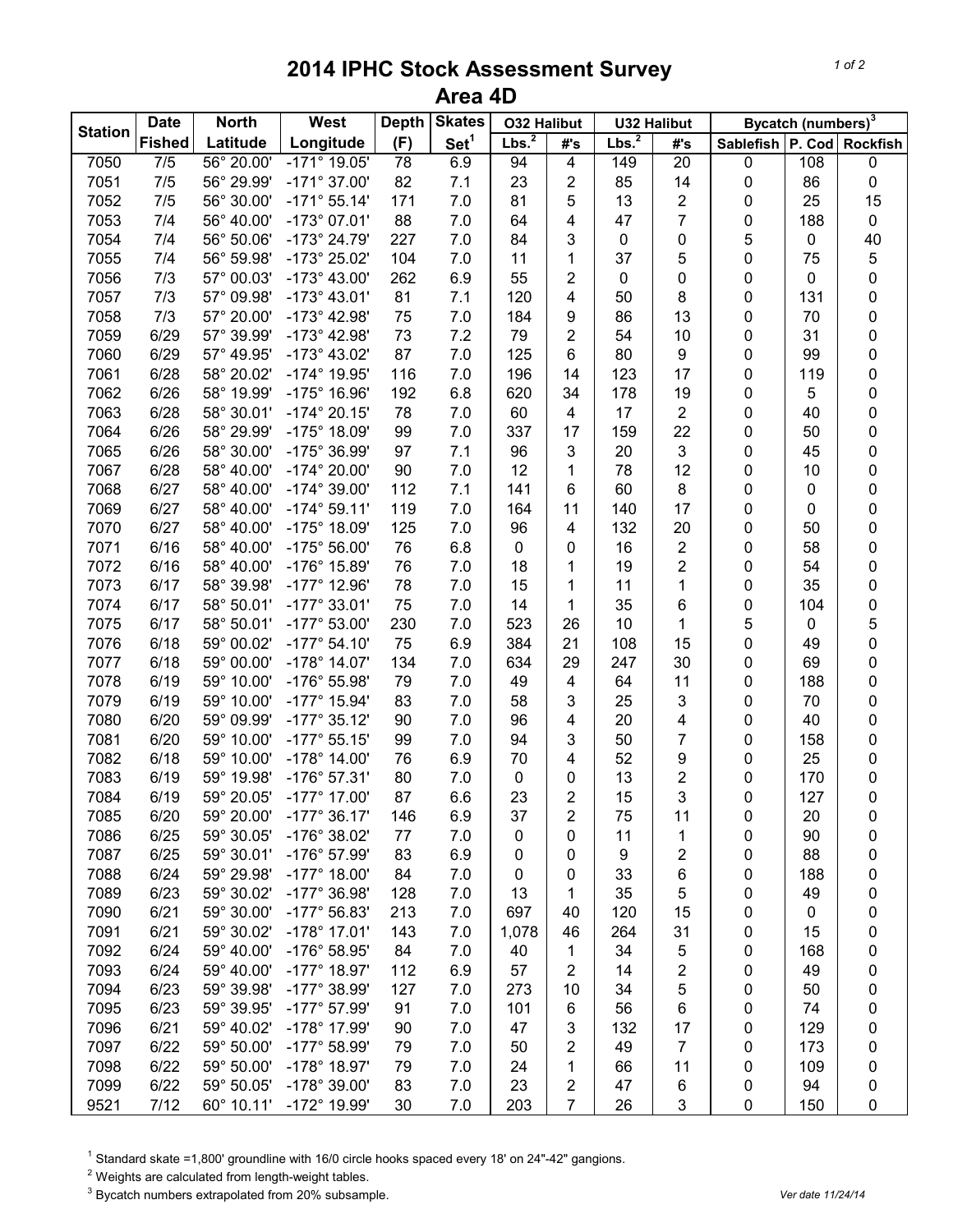# 2014 IPHC Stock Assessment Survey
## Area 4D

| Station | Date | North | West | Depth | Skates | O32 Halibut | | U32 Halibut | | Bycatch (numbers)[3] | | |
|---|---|---|---|---|---|---|---|---|---|---|---|---|
| | Fished | Latitude | Longitude | (F) | Set[1] | Lbs.[2] | #'s | Lbs.[2] | #'s | Sablefish | P. Cod | Rockfish |
| 7050 | 7/5 | 56° 20.00' | -171° 19.05' | 78 | 6.9 | 94 | 4 | 149 | 20 | 0 | 108 | 0 |
| 7051 | 7/5 | 56° 29.99' | -171° 37.00' | 82 | 7.1 | 23 | 2 | 85 | 14 | 0 | 86 | 0 |
| 7052 | 7/5 | 56° 30.00' | -171° 55.14' | 171 | 7.0 | 81 | 5 | 13 | 2 | 0 | 25 | 15 |
| 7053 | 7/4 | 56° 40.00' | -173° 07.01' | 88 | 7.0 | 64 | 4 | 47 | 7 | 0 | 188 | 0 |
| 7054 | 7/4 | 56° 50.06' | -173° 24.79' | 227 | 7.0 | 84 | 3 | 0 | 0 | 5 | 0 | 40 |
| 7055 | 7/4 | 56° 59.98' | -173° 25.02' | 104 | 7.0 | 11 | 1 | 37 | 5 | 0 | 75 | 5 |
| 7056 | 7/3 | 57° 00.03' | -173° 43.00' | 262 | 6.9 | 55 | 2 | 0 | 0 | 0 | 0 | 0 |
| 7057 | 7/3 | 57° 09.98' | -173° 43.01' | 81 | 7.1 | 120 | 4 | 50 | 8 | 0 | 131 | 0 |
| 7058 | 7/3 | 57° 20.00' | -173° 42.98' | 75 | 7.0 | 184 | 9 | 86 | 13 | 0 | 70 | 0 |
| 7059 | 6/29 | 57° 39.99' | -173° 42.98' | 73 | 7.2 | 79 | 2 | 54 | 10 | 0 | 31 | 0 |
| 7060 | 6/29 | 57° 49.95' | -173° 43.02' | 87 | 7.0 | 125 | 6 | 80 | 9 | 0 | 99 | 0 |
| 7061 | 6/28 | 58° 20.02' | -174° 19.95' | 116 | 7.0 | 196 | 14 | 123 | 17 | 0 | 119 | 0 |
| 7062 | 6/26 | 58° 19.99' | -175° 16.96' | 192 | 6.8 | 620 | 34 | 178 | 19 | 0 | 5 | 0 |
| 7063 | 6/28 | 58° 30.01' | -174° 20.15' | 78 | 7.0 | 60 | 4 | 17 | 2 | 0 | 40 | 0 |
| 7064 | 6/26 | 58° 29.99' | -175° 18.09' | 99 | 7.0 | 337 | 17 | 159 | 22 | 0 | 50 | 0 |
| 7065 | 6/26 | 58° 30.00' | -175° 36.99' | 97 | 7.1 | 96 | 3 | 20 | 3 | 0 | 45 | 0 |
| 7067 | 6/28 | 58° 40.00' | -174° 20.00' | 90 | 7.0 | 12 | 1 | 78 | 12 | 0 | 10 | 0 |
| 7068 | 6/27 | 58° 40.00' | -174° 39.00' | 112 | 7.1 | 141 | 6 | 60 | 8 | 0 | 0 | 0 |
| 7069 | 6/27 | 58° 40.00' | -174° 59.11' | 119 | 7.0 | 164 | 11 | 140 | 17 | 0 | 0 | 0 |
| 7070 | 6/27 | 58° 40.00' | -175° 18.09' | 125 | 7.0 | 96 | 4 | 132 | 20 | 0 | 50 | 0 |
| 7071 | 6/16 | 58° 40.00' | -175° 56.00' | 76 | 6.8 | 0 | 0 | 16 | 2 | 0 | 58 | 0 |
| 7072 | 6/16 | 58° 40.00' | -176° 15.89' | 76 | 7.0 | 18 | 1 | 19 | 2 | 0 | 54 | 0 |
| 7073 | 6/17 | 58° 39.98' | -177° 12.96' | 78 | 7.0 | 15 | 1 | 11 | 1 | 0 | 35 | 0 |
| 7074 | 6/17 | 58° 50.01' | -177° 33.01' | 75 | 7.0 | 14 | 1 | 35 | 6 | 0 | 104 | 0 |
| 7075 | 6/17 | 58° 50.01' | -177° 53.00' | 230 | 7.0 | 523 | 26 | 10 | 1 | 5 | 0 | 5 |
| 7076 | 6/18 | 59° 00.02' | -177° 54.10' | 75 | 6.9 | 384 | 21 | 108 | 15 | 0 | 49 | 0 |
| 7077 | 6/18 | 59° 00.00' | -178° 14.07' | 134 | 7.0 | 634 | 29 | 247 | 30 | 0 | 69 | 0 |
| 7078 | 6/19 | 59° 10.00' | -176° 55.98' | 79 | 7.0 | 49 | 4 | 64 | 11 | 0 | 188 | 0 |
| 7079 | 6/19 | 59° 10.00' | -177° 15.94' | 83 | 7.0 | 58 | 3 | 25 | 3 | 0 | 70 | 0 |
| 7080 | 6/20 | 59° 09.99' | -177° 35.12' | 90 | 7.0 | 96 | 4 | 20 | 4 | 0 | 40 | 0 |
| 7081 | 6/20 | 59° 10.00' | -177° 55.15' | 99 | 7.0 | 94 | 3 | 50 | 7 | 0 | 158 | 0 |
| 7082 | 6/18 | 59° 10.00' | -178° 14.00' | 76 | 6.9 | 70 | 4 | 52 | 9 | 0 | 25 | 0 |
| 7083 | 6/19 | 59° 19.98' | -176° 57.31' | 80 | 7.0 | 0 | 0 | 13 | 2 | 0 | 170 | 0 |
| 7084 | 6/19 | 59° 20.05' | -177° 17.00' | 87 | 6.6 | 23 | 2 | 15 | 3 | 0 | 127 | 0 |
| 7085 | 6/20 | 59° 20.00' | -177° 36.17' | 146 | 6.9 | 37 | 2 | 75 | 11 | 0 | 20 | 0 |
| 7086 | 6/25 | 59° 30.05' | -176° 38.02' | 77 | 7.0 | 0 | 0 | 11 | 1 | 0 | 90 | 0 |
| 7087 | 6/25 | 59° 30.01' | -176° 57.99' | 83 | 6.9 | 0 | 0 | 9 | 2 | 0 | 88 | 0 |
| 7088 | 6/24 | 59° 29.98' | -177° 18.00' | 84 | 7.0 | 0 | 0 | 33 | 6 | 0 | 188 | 0 |
| 7089 | 6/23 | 59° 30.02' | -177° 36.98' | 128 | 7.0 | 13 | 1 | 35 | 5 | 0 | 49 | 0 |
| 7090 | 6/21 | 59° 30.00' | -177° 56.83' | 213 | 7.0 | 697 | 40 | 120 | 15 | 0 | 0 | 0 |
| 7091 | 6/21 | 59° 30.02' | -178° 17.01' | 143 | 7.0 | 1,078 | 46 | 264 | 31 | 0 | 15 | 0 |
| 7092 | 6/24 | 59° 40.00' | -176° 58.95' | 84 | 7.0 | 40 | 1 | 34 | 5 | 0 | 168 | 0 |
| 7093 | 6/24 | 59° 40.00' | -177° 18.97' | 112 | 6.9 | 57 | 2 | 14 | 2 | 0 | 49 | 0 |
| 7094 | 6/23 | 59° 39.98' | -177° 38.99' | 127 | 7.0 | 273 | 10 | 34 | 5 | 0 | 50 | 0 |
| 7095 | 6/23 | 59° 39.95' | -177° 57.99' | 91 | 7.0 | 101 | 6 | 56 | 6 | 0 | 74 | 0 |
| 7096 | 6/21 | 59° 40.02' | -178° 17.99' | 90 | 7.0 | 47 | 3 | 132 | 17 | 0 | 129 | 0 |
| 7097 | 6/22 | 59° 50.00' | -177° 58.99' | 79 | 7.0 | 50 | 2 | 49 | 7 | 0 | 173 | 0 |
| 7098 | 6/22 | 59° 50.00' | -178° 18.97' | 79 | 7.0 | 24 | 1 | 66 | 11 | 0 | 109 | 0 |
| 7099 | 6/22 | 59° 50.05' | -178° 39.00' | 83 | 7.0 | 23 | 2 | 47 | 6 | 0 | 94 | 0 |
| 9521 | 7/12 | 60° 10.11' | -172° 19.99' | 30 | 7.0 | 203 | 7 | 26 | 3 | 0 | 150 | 0 |

[1] Standard skate =1,800' groundline with 16/0 circle hooks spaced every 18' on 24"-42" gangions.

[2] Weights are calculated from length-weight tables.

[3] Bycatch numbers extrapolated from 20% subsample.

Ver date 11/24/14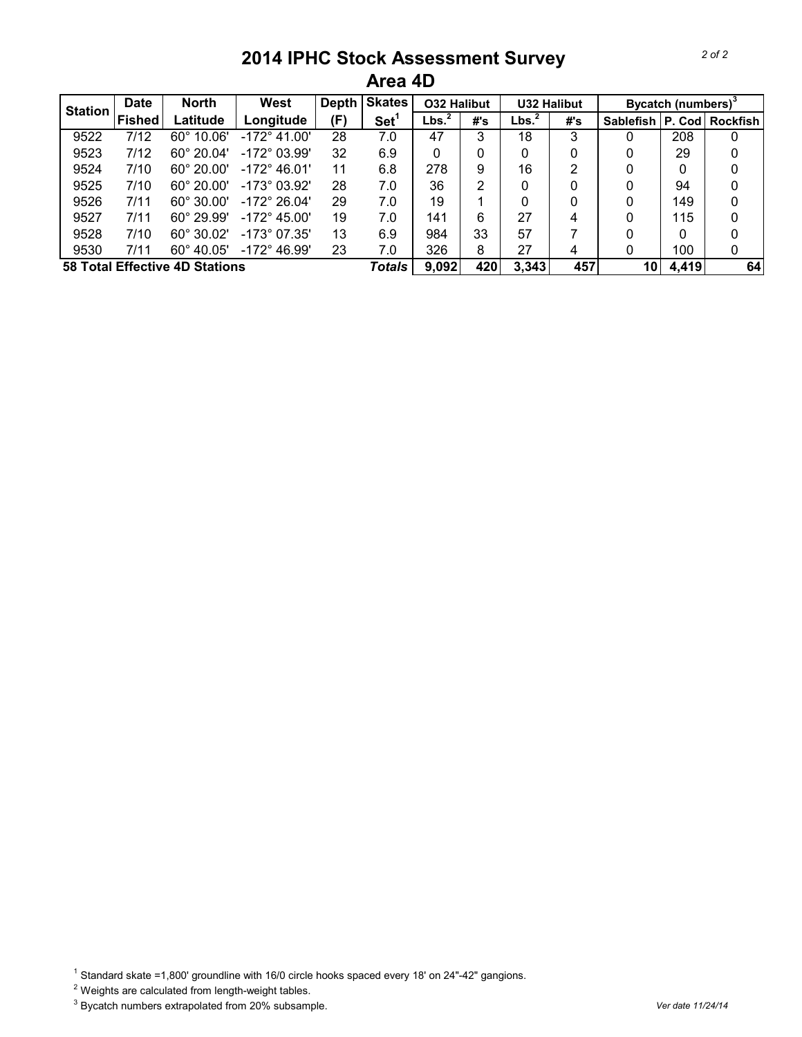# 2014 IPHC Stock Assessment Survey
## Area 4D

| Station | Date | North | West | Depth | Skates | O32 Halibut | | U32 Halibut | | Bycatch (numbers)[3] | | |
|---|---|---|---|---|---|---|---|---|---|---|---|---|
| | Fished | Latitude | Longitude | (F) | Set[1] | Lbs.[2] | #'s | Lbs.[2] | #'s | Sablefish | P. Cod | Rockfish |
| 9522 | 7/12 | 60° 10.06' | -172° 41.00' | 28 | 7.0 | 47 | 3 | 18 | 3 | 0 | 208 | 0 |
| 9523 | 7/12 | 60° 20.04' | -172° 03.99' | 32 | 6.9 | 0 | 0 | 0 | 0 | 0 | 29 | 0 |
| 9524 | 7/10 | 60° 20.00' | -172° 46.01' | 11 | 6.8 | 278 | 9 | 16 | 2 | 0 | 0 | 0 |
| 9525 | 7/10 | 60° 20.00' | -173° 03.92' | 28 | 7.0 | 36 | 2 | 0 | 0 | 0 | 94 | 0 |
| 9526 | 7/11 | 60° 30.00' | -172° 26.04' | 29 | 7.0 | 19 | 1 | 0 | 0 | 0 | 149 | 0 |
| 9527 | 7/11 | 60° 29.99' | -172° 45.00' | 19 | 7.0 | 141 | 6 | 27 | 4 | 0 | 115 | 0 |
| 9528 | 7/10 | 60° 30.02' | -173° 07.35' | 13 | 6.9 | 984 | 33 | 57 | 7 | 0 | 0 | 0 |
| 9530 | 7/11 | 60° 40.05' | -172° 46.99' | 23 | 7.0 | 326 | 8 | 27 | 4 | 0 | 100 | 0 |
| **58 Total Effective 4D Stations** | | | | | ***Totals*** | **9,092** | **420** | **3,343** | **457** | **10** | **4,419** | **64** |

[1] Standard skate =1,800' groundline with 16/0 circle hooks spaced every 18' on 24"-42" gangions.

[2] Weights are calculated from length-weight tables.

[3] Bycatch numbers extrapolated from 20% subsample.

*Ver date 11/24/14*